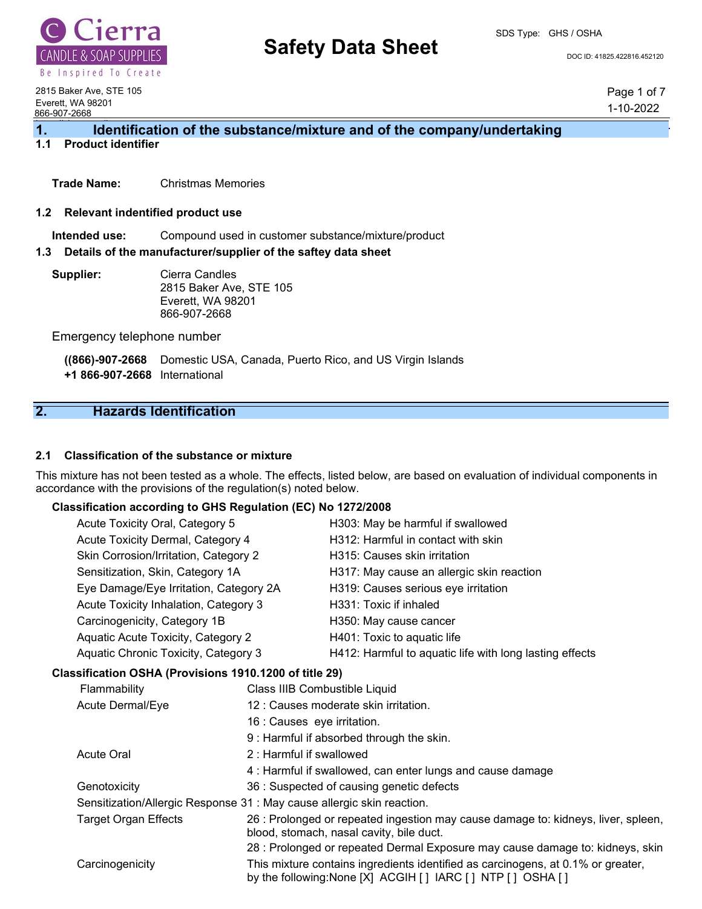# Safety Data Sheet

SDS Type: GHS / OSHA

DOC ID: 41825.422816.452120

2815 Baker Ave, STE 105
Everett, WA 98201
866-907-2668

1-10-2022

## 1. Identification of the substance/mixture and of the company/undertaking

### 1.1 Product identifier

**Trade Name:** Christmas Memories

### 1.2 Relevant indentified product use

**Intended use:** Compound used in customer substance/mixture/product

### 1.3 Details of the manufacturer/supplier of the saftey data sheet

**Supplier:** Cierra Candles
2815 Baker Ave, STE 105
Everett, WA 98201
866-907-2668

Emergency telephone number

**((866)-907-2668** Domestic USA, Canada, Puerto Rico, and US Virgin Islands
**+1 866-907-2668** International

## 2. Hazards Identification

### 2.1 Classification of the substance or mixture

This mixture has not been tested as a whole. The effects, listed below, are based on evaluation of individual components in accordance with the provisions of the regulation(s) noted below.

**Classification according to GHS Regulation (EC) No 1272/2008**

| | |
|---|---|
| Acute Toxicity Oral, Category 5 | H303: May be harmful if swallowed |
| Acute Toxicity Dermal, Category 4 | H312: Harmful in contact with skin |
| Skin Corrosion/Irritation, Category 2 | H315: Causes skin irritation |
| Sensitization, Skin, Category 1A | H317: May cause an allergic skin reaction |
| Eye Damage/Eye Irritation, Category 2A | H319: Causes serious eye irritation |
| Acute Toxicity Inhalation, Category 3 | H331: Toxic if inhaled |
| Carcinogenicity, Category 1B | H350: May cause cancer |
| Aquatic Acute Toxicity, Category 2 | H401: Toxic to aquatic life |
| Aquatic Chronic Toxicity, Category 3 | H412: Harmful to aquatic life with long lasting effects |

**Classification OSHA (Provisions 1910.1200 of title 29)**

| | |
|---|---|
| Flammability | Class IIIB Combustible Liquid |
| Acute Dermal/Eye | 12 : Causes moderate skin irritation. |
| | 16 : Causes eye irritation. |
| | 9 : Harmful if absorbed through the skin. |
| Acute Oral | 2 : Harmful if swallowed |
| | 4 : Harmful if swallowed, can enter lungs and cause damage |
| Genotoxicity | 36 : Suspected of causing genetic defects |
| Sensitization/Allergic Response | 31 : May cause allergic skin reaction. |
| Target Organ Effects | 26 : Prolonged or repeated ingestion may cause damage to: kidneys, liver, spleen, blood, stomach, nasal cavity, bile duct. |
| | 28 : Prolonged or repeated Dermal Exposure may cause damage to: kidneys, skin |
| Carcinogenicity | This mixture contains ingredients identified as carcinogens, at 0.1% or greater, by the following:None [X] ACGIH [ ] IARC [ ] NTP [ ] OSHA [ ] |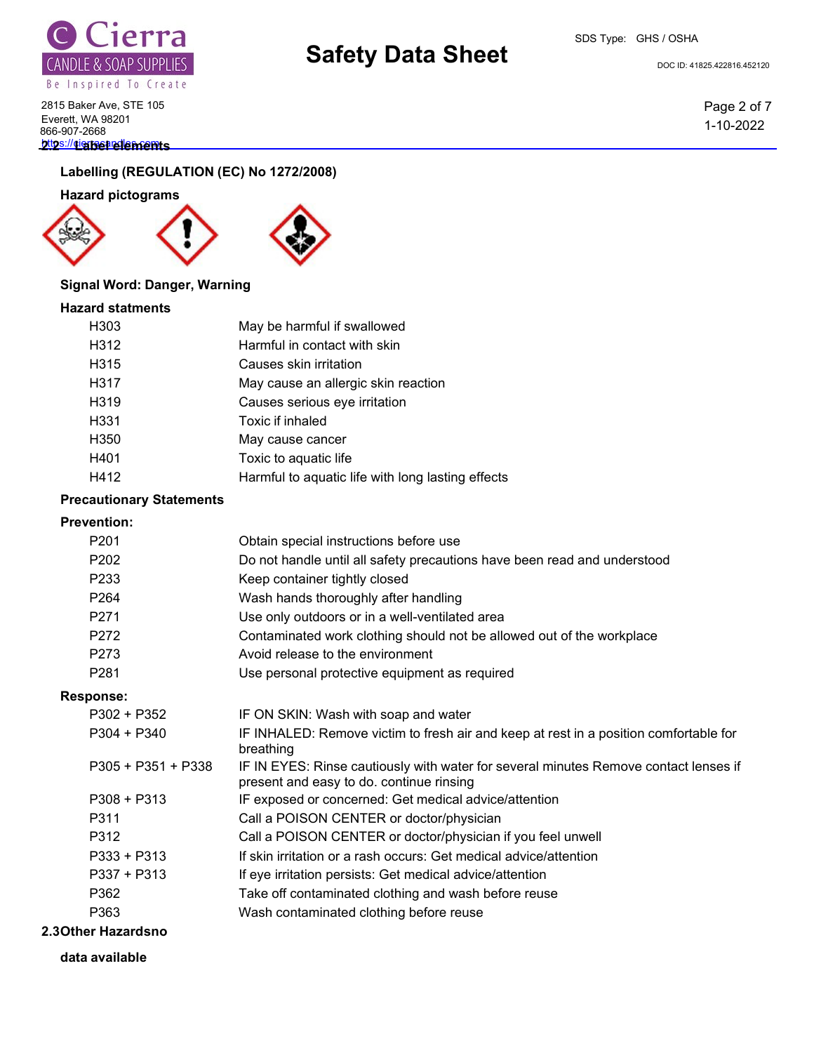## 2.2 Label elements

**Labelling (REGULATION (EC) No 1272/2008)**

**Hazard pictograms**

**Signal Word: Danger, Warning**

**Hazard statments**

| | |
|---|---|
| H303 | May be harmful if swallowed |
| H312 | Harmful in contact with skin |
| H315 | Causes skin irritation |
| H317 | May cause an allergic skin reaction |
| H319 | Causes serious eye irritation |
| H331 | Toxic if inhaled |
| H350 | May cause cancer |
| H401 | Toxic to aquatic life |
| H412 | Harmful to aquatic life with long lasting effects |

**Precautionary Statements**

**Prevention:**

| | |
|---|---|
| P201 | Obtain special instructions before use |
| P202 | Do not handle until all safety precautions have been read and understood |
| P233 | Keep container tightly closed |
| P264 | Wash hands thoroughly after handling |
| P271 | Use only outdoors or in a well-ventilated area |
| P272 | Contaminated work clothing should not be allowed out of the workplace |
| P273 | Avoid release to the environment |
| P281 | Use personal protective equipment as required |

**Response:**

| | |
|---|---|
| P302 + P352 | IF ON SKIN: Wash with soap and water |
| P304 + P340 | IF INHALED: Remove victim to fresh air and keep at rest in a position comfortable for breathing |
| P305 + P351 + P338 | IF IN EYES: Rinse cautiously with water for several minutes Remove contact lenses if present and easy to do. continue rinsing |
| P308 + P313 | IF exposed or concerned: Get medical advice/attention |
| P311 | Call a POISON CENTER or doctor/physician |
| P312 | Call a POISON CENTER or doctor/physician if you feel unwell |
| P333 + P313 | If skin irritation or a rash occurs: Get medical advice/attention |
| P337 + P313 | If eye irritation persists: Get medical advice/attention |
| P362 | Take off contaminated clothing and wash before reuse |
| P363 | Wash contaminated clothing before reuse |

## 2.3 Other Hazards

no data available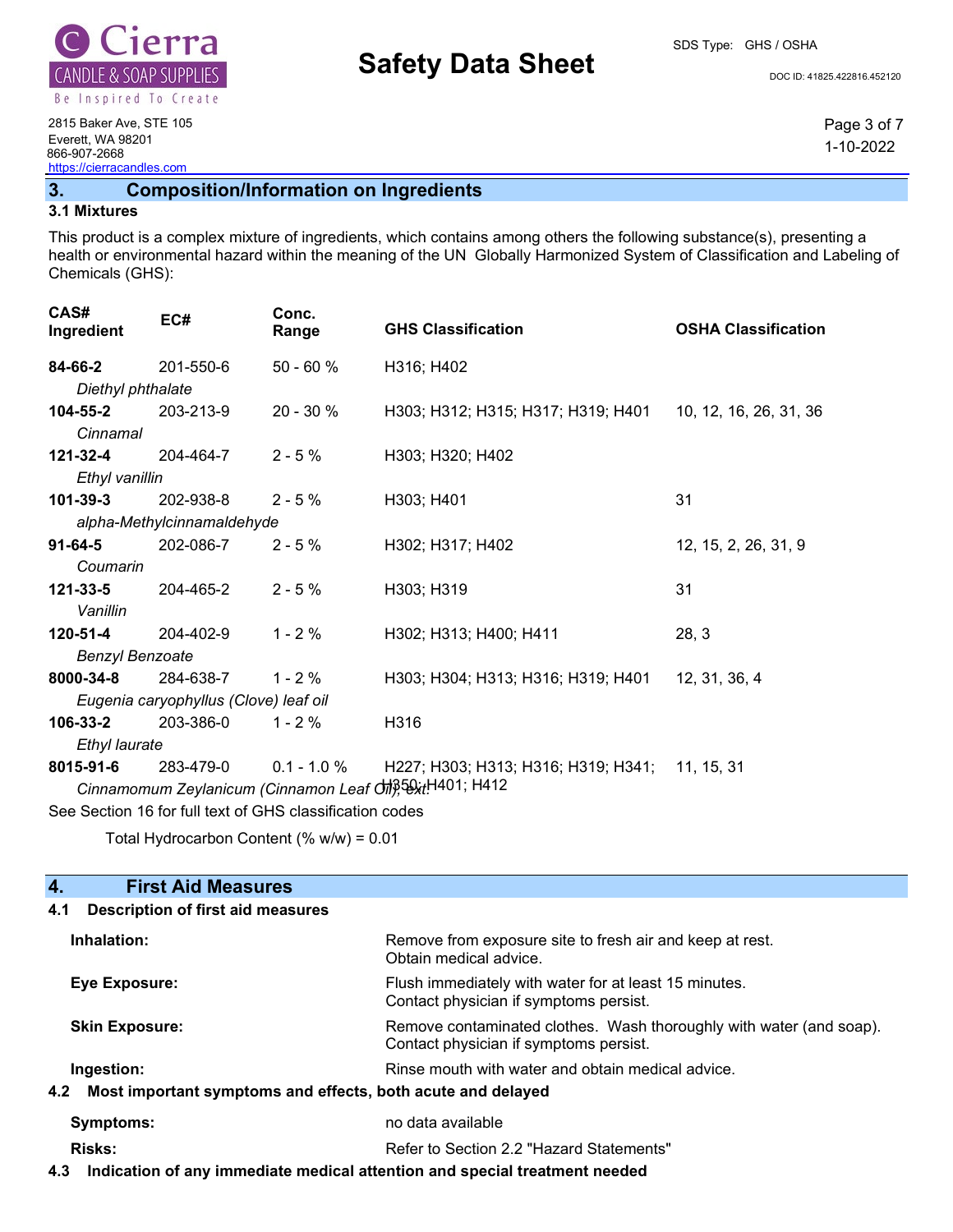## 3. Composition/Information on Ingredients

### 3.1 Mixtures

This product is a complex mixture of ingredients, which contains among others the following substance(s), presenting a health or environmental hazard within the meaning of the UN Globally Harmonized System of Classification and Labeling of Chemicals (GHS):

| CAS# Ingredient | EC# | Conc. Range | GHS Classification | OSHA Classification |
|---|---|---|---|---|
| **84-66-2** *Diethyl phthalate* | 201-550-6 | 50 - 60 % | H316; H402 | |
| **104-55-2** *Cinnamal* | 203-213-9 | 20 - 30 % | H303; H312; H315; H317; H319; H401 | 10, 12, 16, 26, 31, 36 |
| **121-32-4** *Ethyl vanillin* | 204-464-7 | 2 - 5 % | H303; H320; H402 | |
| **101-39-3** *alpha-Methylcinnamaldehyde* | 202-938-8 | 2 - 5 % | H303; H401 | 31 |
| **91-64-5** *Coumarin* | 202-086-7 | 2 - 5 % | H302; H317; H402 | 12, 15, 2, 26, 31, 9 |
| **121-33-5** *Vanillin* | 204-465-2 | 2 - 5 % | H303; H319 | 31 |
| **120-51-4** *Benzyl Benzoate* | 204-402-9 | 1 - 2 % | H302; H313; H400; H411 | 28, 3 |
| **8000-34-8** *Eugenia caryophyllus (Clove) leaf oil* | 284-638-7 | 1 - 2 % | H303; H304; H313; H316; H319; H401 | 12, 31, 36, 4 |
| **106-33-2** *Ethyl laurate* | 203-386-0 | 1 - 2 % | H316 | |
| **8015-91-6** *Cinnamomum Zeylanicum (Cinnamon Leaf Oil), ext.* | 283-479-0 | 0.1 - 1.0 % | H227; H303; H313; H316; H319; H341; H350; H401; H412 | 11, 15, 31 |

See Section 16 for full text of GHS classification codes

Total Hydrocarbon Content (% w/w) = 0.01

## 4. First Aid Measures

### 4.1 Description of first aid measures

**Inhalation:** Remove from exposure site to fresh air and keep at rest. Obtain medical advice.

**Eye Exposure:** Flush immediately with water for at least 15 minutes. Contact physician if symptoms persist.

**Skin Exposure:** Remove contaminated clothes. Wash thoroughly with water (and soap). Contact physician if symptoms persist.

**Ingestion:** Rinse mouth with water and obtain medical advice.

### 4.2 Most important symptoms and effects, both acute and delayed

**Symptoms:** no data available

**Risks:** Refer to Section 2.2 "Hazard Statements"

### 4.3 Indication of any immediate medical attention and special treatment needed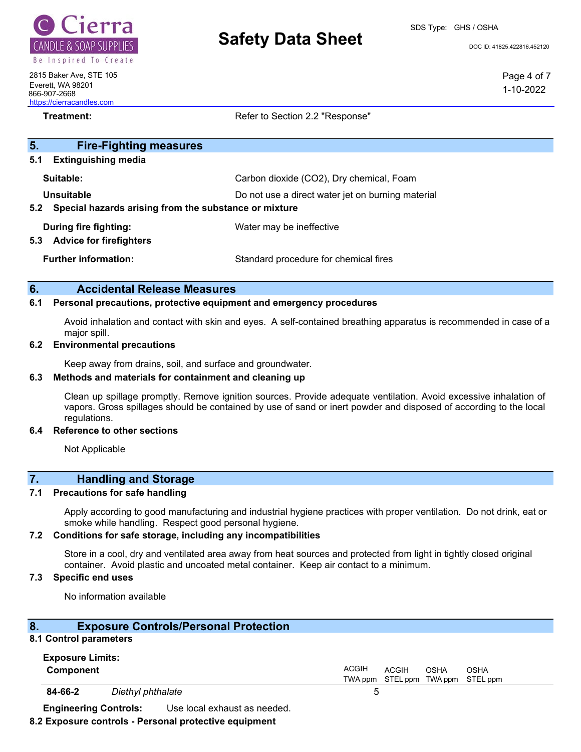**Treatment:** Refer to Section 2.2 "Response"

## 5. Fire-Fighting measures

### 5.1 Extinguishing media

**Suitable:** Carbon dioxide ($CO_2$), Dry chemical, Foam

**Unsuitable** Do not use a direct water jet on burning material

### 5.2 Special hazards arising from the substance or mixture

**During fire fighting:** Water may be ineffective

### 5.3 Advice for firefighters

**Further information:** Standard procedure for chemical fires

## 6. Accidental Release Measures

### 6.1 Personal precautions, protective equipment and emergency procedures

Avoid inhalation and contact with skin and eyes. A self-contained breathing apparatus is recommended in case of a major spill.

### 6.2 Environmental precautions

Keep away from drains, soil, and surface and groundwater.

### 6.3 Methods and materials for containment and cleaning up

Clean up spillage promptly. Remove ignition sources. Provide adequate ventilation. Avoid excessive inhalation of vapors. Gross spillages should be contained by use of sand or inert powder and disposed of according to the local regulations.

### 6.4 Reference to other sections

Not Applicable

## 7. Handling and Storage

### 7.1 Precautions for safe handling

Apply according to good manufacturing and industrial hygiene practices with proper ventilation. Do not drink, eat or smoke while handling. Respect good personal hygiene.

### 7.2 Conditions for safe storage, including any incompatibilities

Store in a cool, dry and ventilated area away from heat sources and protected from light in tightly closed original container. Avoid plastic and uncoated metal container. Keep air contact to a minimum.

### 7.3 Specific end uses

No information available

## 8. Exposure Controls/Personal Protection

### 8.1 Control parameters

**Exposure Limits:**

| Component | | ACGIH TWA ppm | ACGIH STEL ppm | OSHA TWA ppm | OSHA STEL ppm |
|---|---|---|---|---|---|
| 84-66-2 | *Diethyl phthalate* | 5 | | | |

**Engineering Controls:** Use local exhaust as needed.

### 8.2 Exposure controls - Personal protective equipment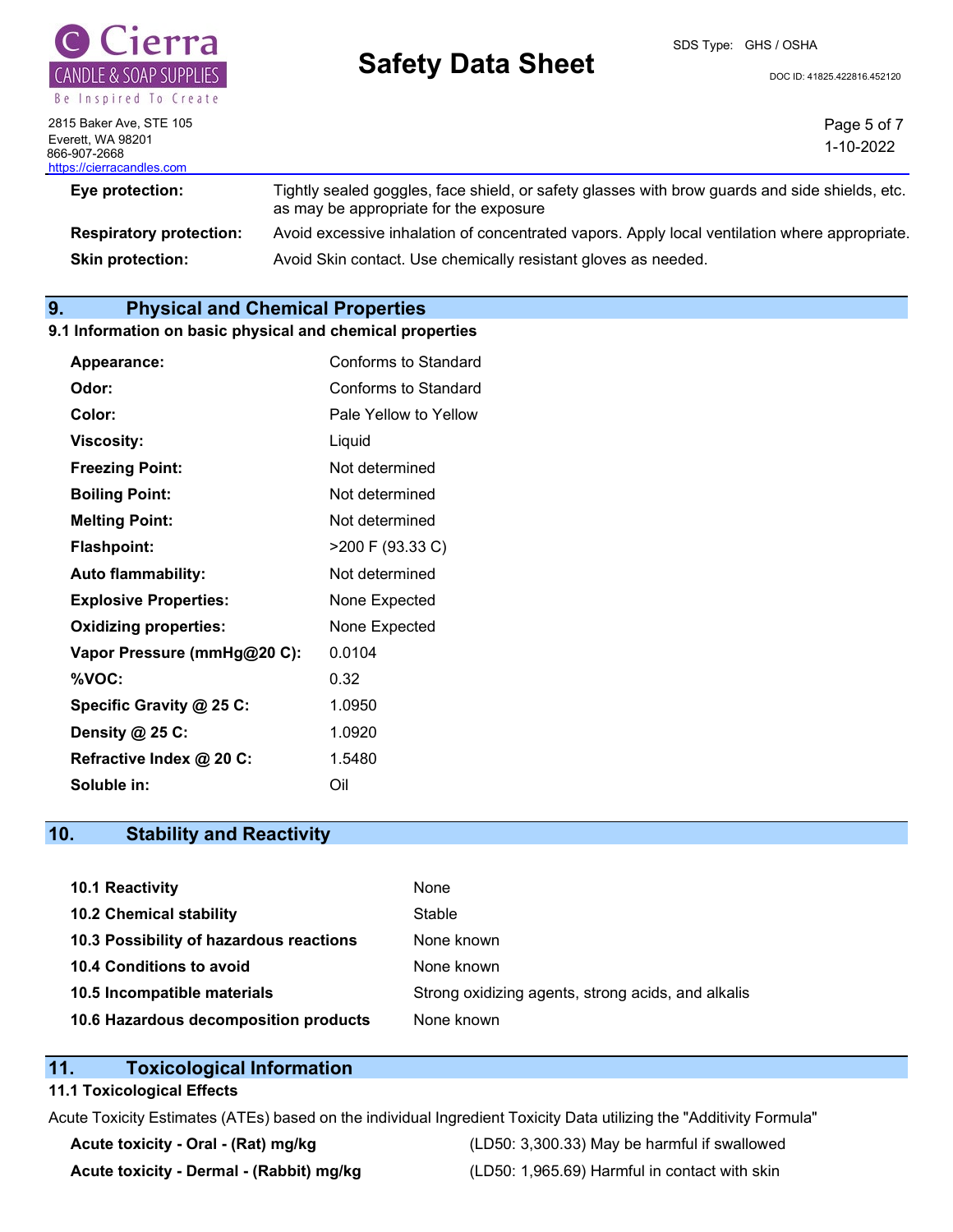| | |
|---|---|
| **Eye protection:** | Tightly sealed goggles, face shield, or safety glasses with brow guards and side shields, etc. as may be appropriate for the exposure |
| **Respiratory protection:** | Avoid excessive inhalation of concentrated vapors. Apply local ventilation where appropriate. |
| **Skin protection:** | Avoid Skin contact. Use chemically resistant gloves as needed. |

## 9. Physical and Chemical Properties

### 9.1 Information on basic physical and chemical properties

| | |
|---|---|
| **Appearance:** | Conforms to Standard |
| **Odor:** | Conforms to Standard |
| **Color:** | Pale Yellow to Yellow |
| **Viscosity:** | Liquid |
| **Freezing Point:** | Not determined |
| **Boiling Point:** | Not determined |
| **Melting Point:** | Not determined |
| **Flashpoint:** | >200 F (93.33 C) |
| **Auto flammability:** | Not determined |
| **Explosive Properties:** | None Expected |
| **Oxidizing properties:** | None Expected |
| **Vapor Pressure (mmHg@20 C):** | 0.0104 |
| **%VOC:** | 0.32 |
| **Specific Gravity @ 25 C:** | 1.0950 |
| **Density @ 25 C:** | 1.0920 |
| **Refractive Index @ 20 C:** | 1.5480 |
| **Soluble in:** | Oil |

## 10. Stability and Reactivity

| | |
|---|---|
| **10.1 Reactivity** | None |
| **10.2 Chemical stability** | Stable |
| **10.3 Possibility of hazardous reactions** | None known |
| **10.4 Conditions to avoid** | None known |
| **10.5 Incompatible materials** | Strong oxidizing agents, strong acids, and alkalis |
| **10.6 Hazardous decomposition products** | None known |

## 11. Toxicological Information

### 11.1 Toxicological Effects

Acute Toxicity Estimates (ATEs) based on the individual Ingredient Toxicity Data utilizing the "Additivity Formula"

| | |
|---|---|
| **Acute toxicity - Oral - (Rat) mg/kg** | (LD50: 3,300.33) May be harmful if swallowed |
| **Acute toxicity - Dermal - (Rabbit) mg/kg** | (LD50: 1,965.69) Harmful in contact with skin |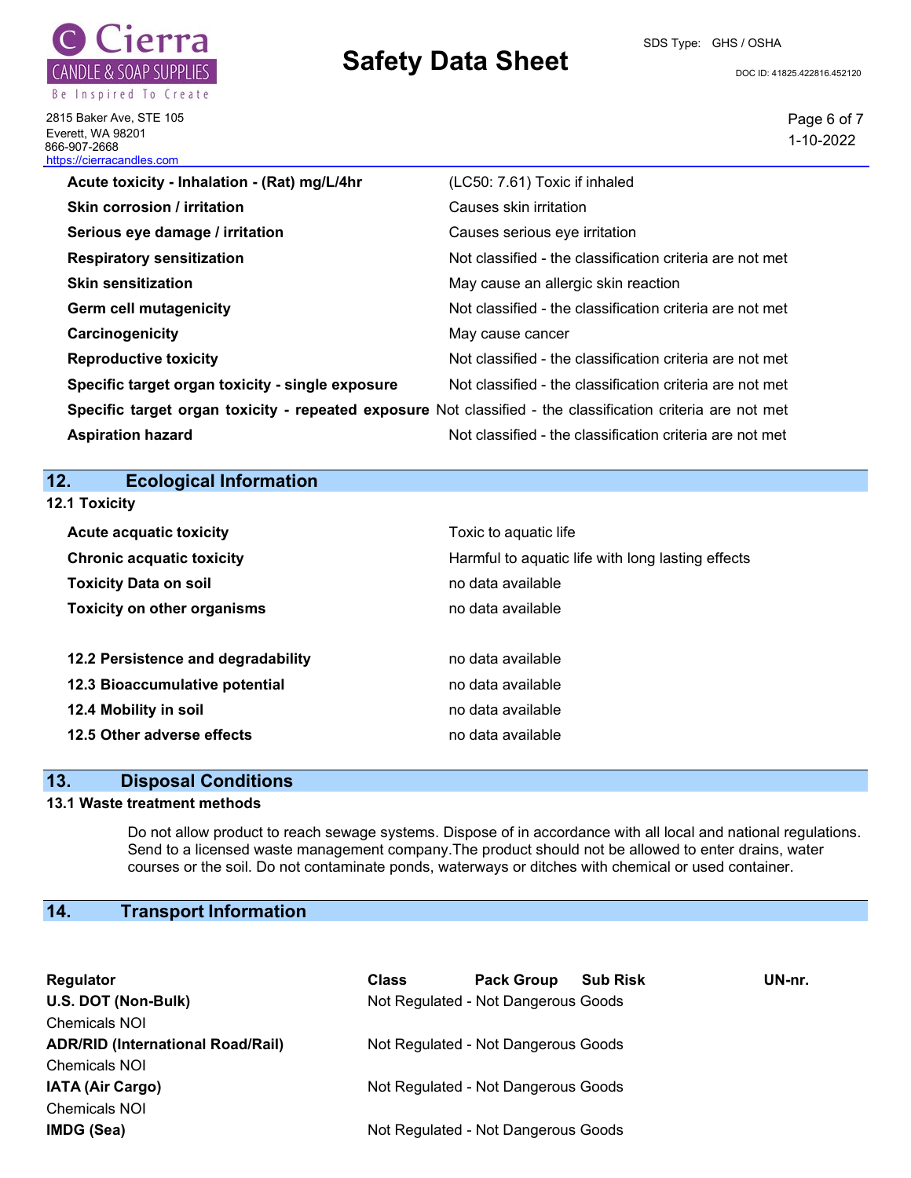| | |
|---|---|
| **Acute toxicity - Inhalation - (Rat) mg/L/4hr** | (LC50: 7.61) Toxic if inhaled |
| **Skin corrosion / irritation** | Causes skin irritation |
| **Serious eye damage / irritation** | Causes serious eye irritation |
| **Respiratory sensitization** | Not classified - the classification criteria are not met |
| **Skin sensitization** | May cause an allergic skin reaction |
| **Germ cell mutagenicity** | Not classified - the classification criteria are not met |
| **Carcinogenicity** | May cause cancer |
| **Reproductive toxicity** | Not classified - the classification criteria are not met |
| **Specific target organ toxicity - single exposure** | Not classified - the classification criteria are not met |
| **Specific target organ toxicity - repeated exposure** | Not classified - the classification criteria are not met |
| **Aspiration hazard** | Not classified - the classification criteria are not met |

## 12. Ecological Information

### 12.1 Toxicity

| | |
|---|---|
| **Acute acquatic toxicity** | Toxic to aquatic life |
| **Chronic acquatic toxicity** | Harmful to aquatic life with long lasting effects |
| **Toxicity Data on soil** | no data available |
| **Toxicity on other organisms** | no data available |

| | |
|---|---|
| **12.2 Persistence and degradability** | no data available |
| **12.3 Bioaccumulative potential** | no data available |
| **12.4 Mobility in soil** | no data available |
| **12.5 Other adverse effects** | no data available |

## 13. Disposal Conditions

### 13.1 Waste treatment methods

Do not allow product to reach sewage systems. Dispose of in accordance with all local and national regulations. Send to a licensed waste management company.The product should not be allowed to enter drains, water courses or the soil. Do not contaminate ponds, waterways or ditches with chemical or used container.

## 14. Transport Information

| Regulator | Class | Pack Group | Sub Risk | UN-nr. |
|---|---|---|---|---|
| **U.S. DOT (Non-Bulk)**<br>Chemicals NOI | Not Regulated - Not Dangerous Goods | | | |
| **ADR/RID (International Road/Rail)**<br>Chemicals NOI | Not Regulated - Not Dangerous Goods | | | |
| **IATA (Air Cargo)**<br>Chemicals NOI | Not Regulated - Not Dangerous Goods | | | |
| **IMDG (Sea)** | Not Regulated - Not Dangerous Goods | | | |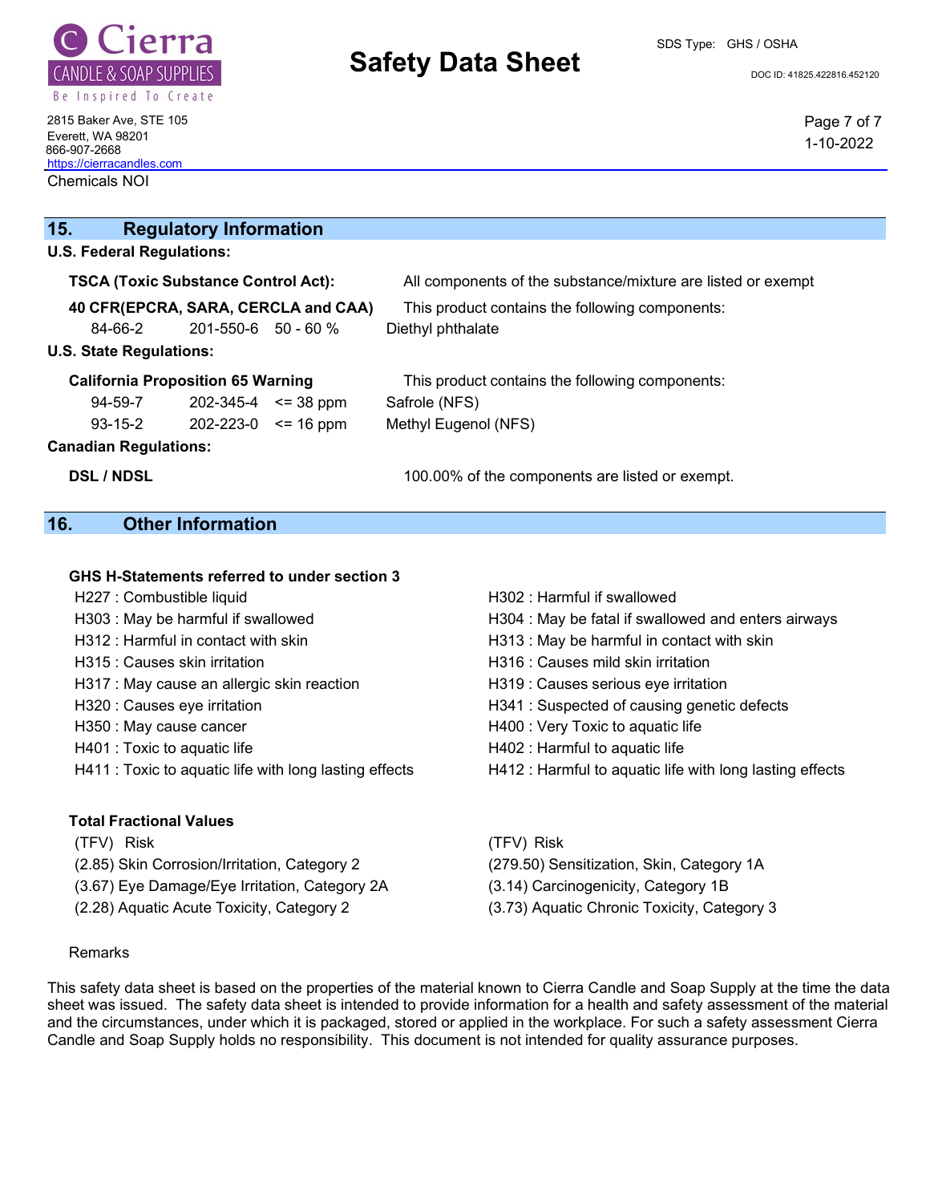Chemicals NOI

## 15. Regulatory Information

**U.S. Federal Regulations:**

**TSCA (Toxic Substance Control Act):** All components of the substance/mixture are listed or exempt

**40 CFR(EPCRA, SARA, CERCLA and CAA)** This product contains the following components:

| | | | |
|---|---|---|---|
| 84-66-2 | 201-550-6 | 50 - 60 % | Diethyl phthalate |

**U.S. State Regulations:**

**California Proposition 65 Warning** This product contains the following components:

| | | | |
|---|---|---|---|
| 94-59-7 | 202-345-4 | <= 38 ppm | Safrole (NFS) |
| 93-15-2 | 202-223-0 | <= 16 ppm | Methyl Eugenol (NFS) |

**Canadian Regulations:**

**DSL / NDSL** 100.00% of the components are listed or exempt.

## 16. Other Information

**GHS H-Statements referred to under section 3**

H227 : Combustible liquid
H303 : May be harmful if swallowed
H312 : Harmful in contact with skin
H315 : Causes skin irritation
H317 : May cause an allergic skin reaction
H320 : Causes eye irritation
H350 : May cause cancer
H401 : Toxic to aquatic life
H411 : Toxic to aquatic life with long lasting effects
H302 : Harmful if swallowed
H304 : May be fatal if swallowed and enters airways
H313 : May be harmful in contact with skin
H316 : Causes mild skin irritation
H319 : Causes serious eye irritation
H341 : Suspected of causing genetic defects
H400 : Very Toxic to aquatic life
H402 : Harmful to aquatic life
H412 : Harmful to aquatic life with long lasting effects

**Total Fractional Values**

| (TFV) | Risk | (TFV) | Risk |
|---|---|---|---|
| (2.85) | Skin Corrosion/Irritation, Category 2 | (279.50) | Sensitization, Skin, Category 1A |
| (3.67) | Eye Damage/Eye Irritation, Category 2A | (3.14) | Carcinogenicity, Category 1B |
| (2.28) | Aquatic Acute Toxicity, Category 2 | (3.73) | Aquatic Chronic Toxicity, Category 3 |

Remarks

This safety data sheet is based on the properties of the material known to Cierra Candle and Soap Supply at the time the data sheet was issued. The safety data sheet is intended to provide information for a health and safety assessment of the material and the circumstances, under which it is packaged, stored or applied in the workplace. For such a safety assessment Cierra Candle and Soap Supply holds no responsibility. This document is not intended for quality assurance purposes.